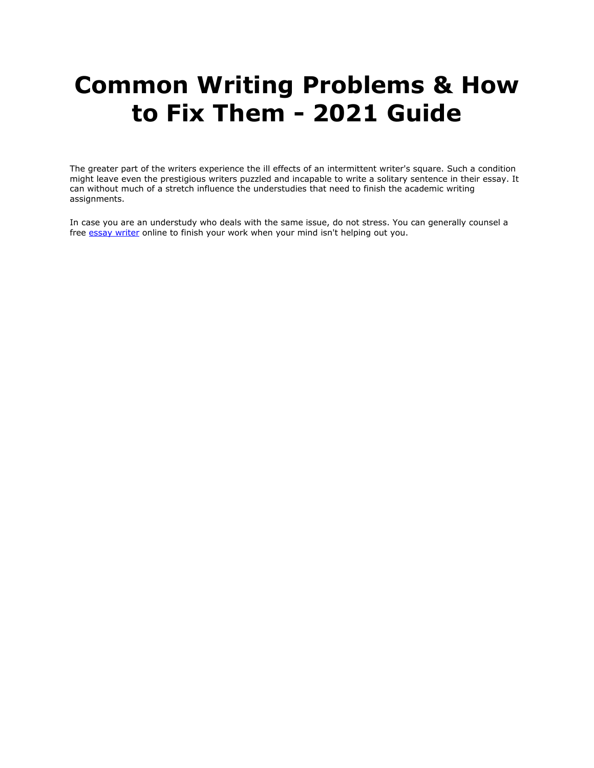# Common Writing Problems & How to Fix Them - 2021 Guide

The greater part of the writers experience the ill effects of an intermittent writer's square. Such a condition might leave even the prestigious writers puzzled and incapable to write a solitary sentence in their essay. It can without much of a stretch influence the understudies that need to finish the academic writing assignments.

In case you are an understudy who deals with the same issue, do not stress. You can generally counsel a free essay writer online to finish your work when your mind isn't helping out you.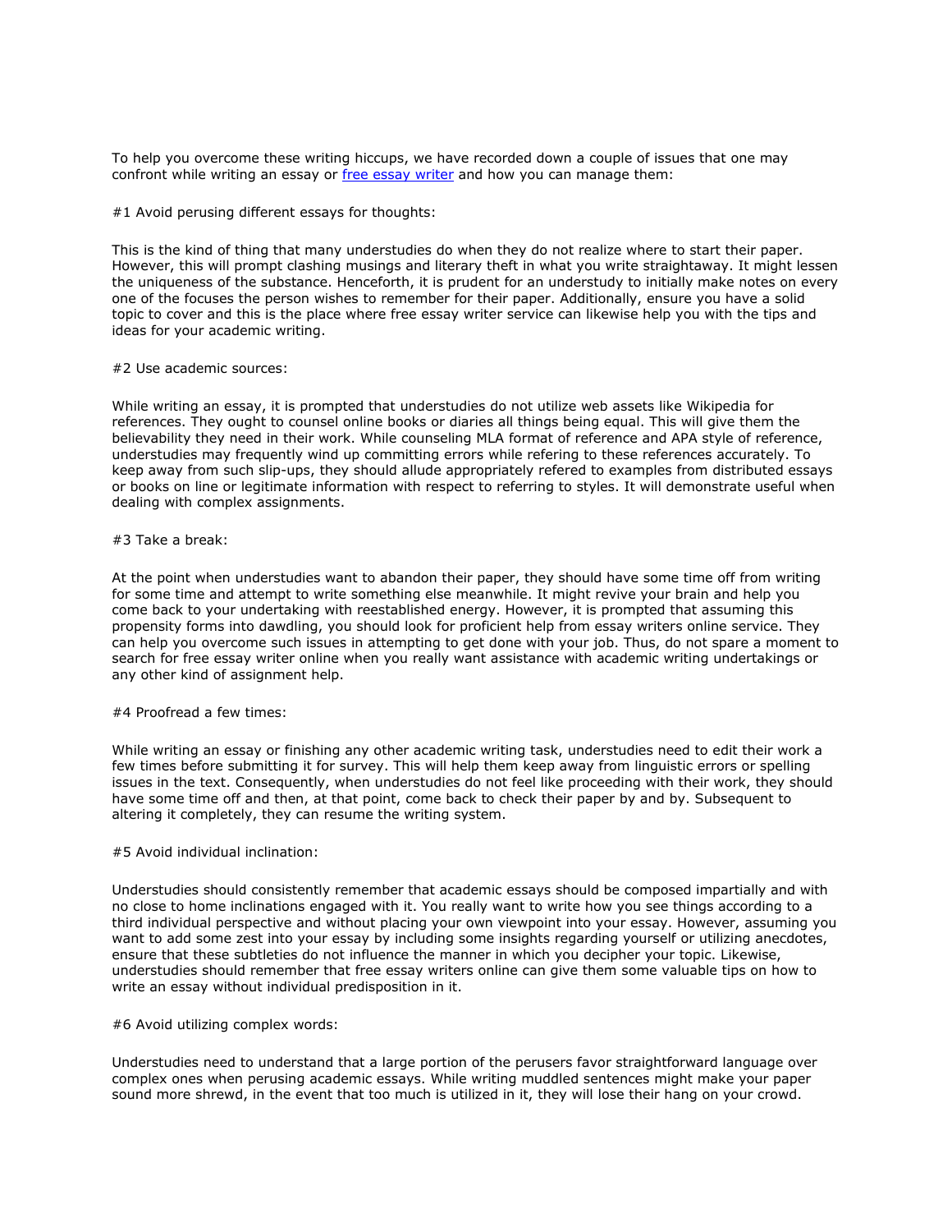To help you overcome these writing hiccups, we have recorded down a couple of issues that one may confront while writing an essay or [free essay writer]() and how you can manage them:

#1 Avoid perusing different essays for thoughts:

This is the kind of thing that many understudies do when they do not realize where to start their paper. However, this will prompt clashing musings and literary theft in what you write straightaway. It might lessen the uniqueness of the substance. Henceforth, it is prudent for an understudy to initially make notes on every one of the focuses the person wishes to remember for their paper. Additionally, ensure you have a solid topic to cover and this is the place where free essay writer service can likewise help you with the tips and ideas for your academic writing.

#2 Use academic sources:

While writing an essay, it is prompted that understudies do not utilize web assets like Wikipedia for references. They ought to counsel online books or diaries all things being equal. This will give them the believability they need in their work. While counseling MLA format of reference and APA style of reference, understudies may frequently wind up committing errors while refering to these references accurately. To keep away from such slip-ups, they should allude appropriately refered to examples from distributed essays or books on line or legitimate information with respect to referring to styles. It will demonstrate useful when dealing with complex assignments.

#3 Take a break:

At the point when understudies want to abandon their paper, they should have some time off from writing for some time and attempt to write something else meanwhile. It might revive your brain and help you come back to your undertaking with reestablished energy. However, it is prompted that assuming this propensity forms into dawdling, you should look for proficient help from essay writers online service. They can help you overcome such issues in attempting to get done with your job. Thus, do not spare a moment to search for free essay writer online when you really want assistance with academic writing undertakings or any other kind of assignment help.

#4 Proofread a few times:

While writing an essay or finishing any other academic writing task, understudies need to edit their work a few times before submitting it for survey. This will help them keep away from linguistic errors or spelling issues in the text. Consequently, when understudies do not feel like proceeding with their work, they should have some time off and then, at that point, come back to check their paper by and by. Subsequent to altering it completely, they can resume the writing system.

#5 Avoid individual inclination:

Understudies should consistently remember that academic essays should be composed impartially and with no close to home inclinations engaged with it. You really want to write how you see things according to a third individual perspective and without placing your own viewpoint into your essay. However, assuming you want to add some zest into your essay by including some insights regarding yourself or utilizing anecdotes, ensure that these subtleties do not influence the manner in which you decipher your topic. Likewise, understudies should remember that free essay writers online can give them some valuable tips on how to write an essay without individual predisposition in it.

#6 Avoid utilizing complex words:

Understudies need to understand that a large portion of the perusers favor straightforward language over complex ones when perusing academic essays. While writing muddled sentences might make your paper sound more shrewd, in the event that too much is utilized in it, they will lose their hang on your crowd.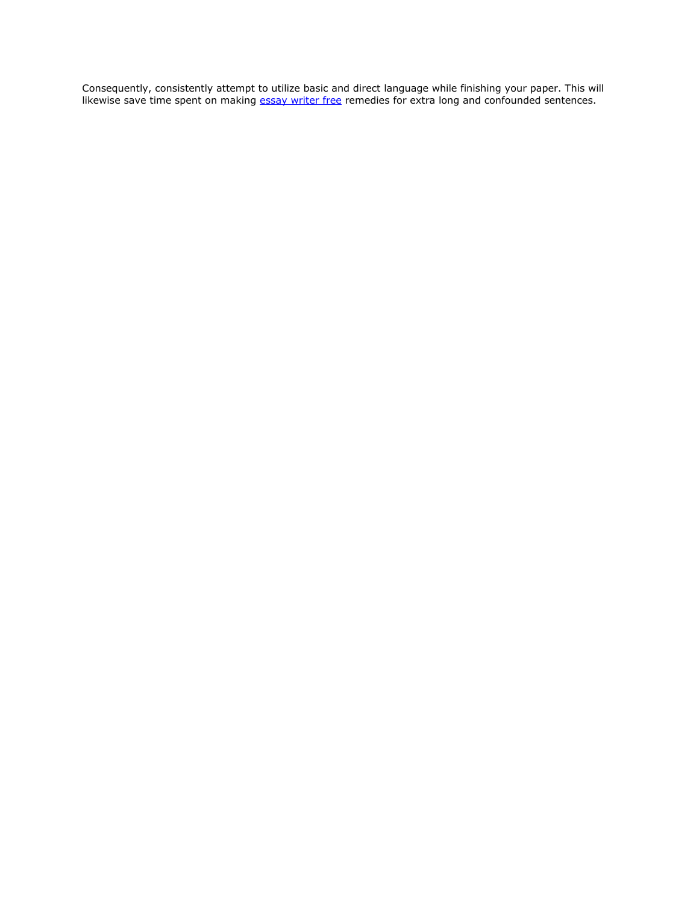Consequently, consistently attempt to utilize basic and direct language while finishing your paper. This will likewise save time spent on making essay writer free remedies for extra long and confounded sentences.